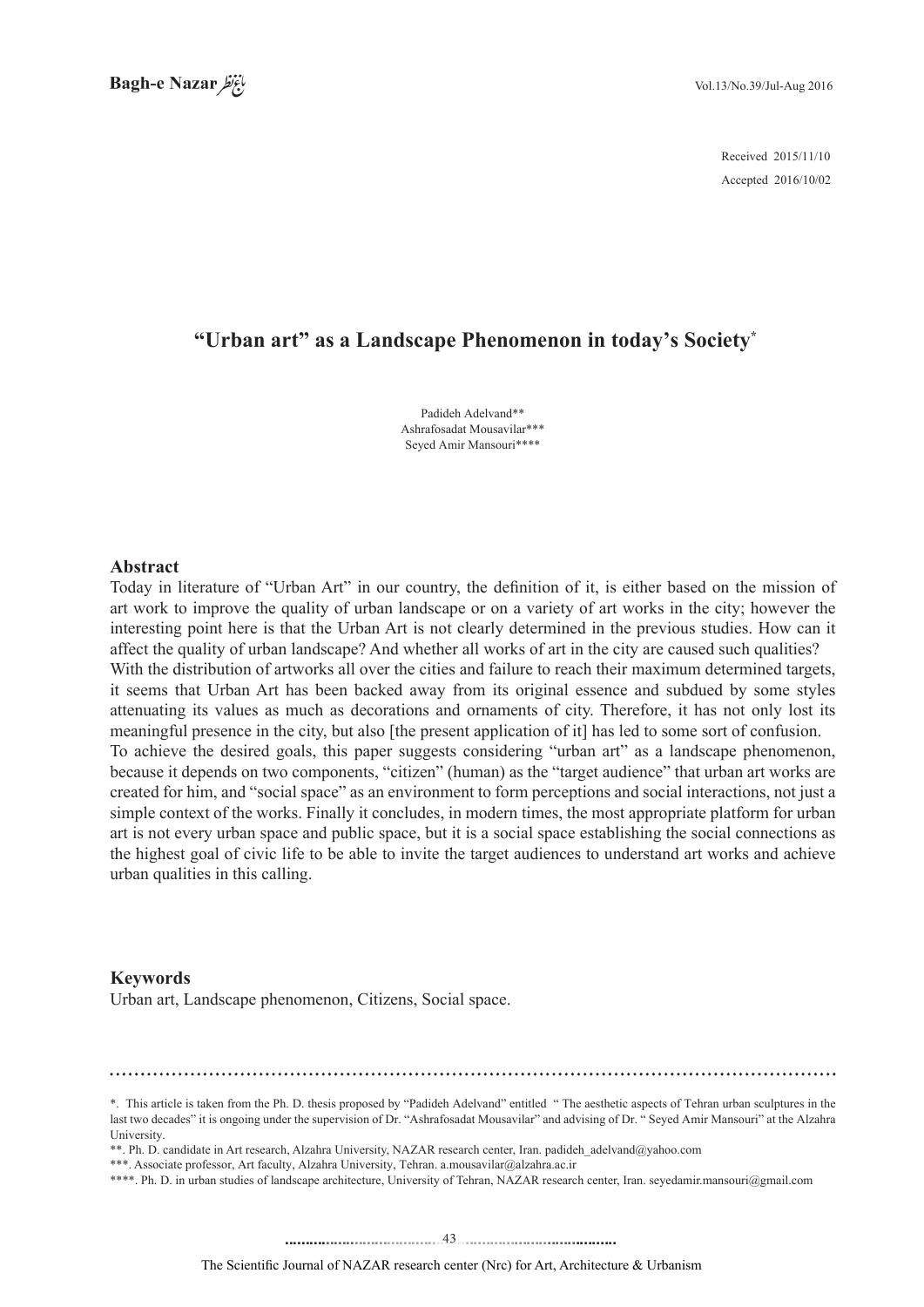Received 2015/11/10

Accepted 2016/10/02

# "Urban art" as a Landscape Phenomenon in today's Society*

Padideh Adelvand**
Ashrafosadat Mousavilar***
Seyed Amir Mansouri****

## Abstract

Today in literature of "Urban Art" in our country, the definition of it, is either based on the mission of art work to improve the quality of urban landscape or on a variety of art works in the city; however the interesting point here is that the Urban Art is not clearly determined in the previous studies. How can it affect the quality of urban landscape? And whether all works of art in the city are caused such qualities?

With the distribution of artworks all over the cities and failure to reach their maximum determined targets, it seems that Urban Art has been backed away from its original essence and subdued by some styles attenuating its values as much as decorations and ornaments of city. Therefore, it has not only lost its meaningful presence in the city, but also [the present application of it] has led to some sort of confusion.

To achieve the desired goals, this paper suggests considering "urban art" as a landscape phenomenon, because it depends on two components, "citizen" (human) as the "target audience" that urban art works are created for him, and "social space" as an environment to form perceptions and social interactions, not just a simple context of the works. Finally it concludes, in modern times, the most appropriate platform for urban art is not every urban space and public space, but it is a social space establishing the social connections as the highest goal of civic life to be able to invite the target audiences to understand art works and achieve urban qualities in this calling.

## Keywords

Urban art, Landscape phenomenon, Citizens, Social space.

---

*. This article is taken from the Ph. D. thesis proposed by "Padideh Adelvand" entitled " The aesthetic aspects of Tehran urban sculptures in the last two decades" it is ongoing under the supervision of Dr. "Ashrafosadat Mousavilar" and advising of Dr. " Seyed Amir Mansouri" at the Alzahra University.

**. Ph. D. candidate in Art research, Alzahra University, NAZAR research center, Iran. padideh_adelvand@yahoo.com

***. Associate professor, Art faculty, Alzahra University, Tehran. a.mousavilar@alzahra.ac.ir

****. Ph. D. in urban studies of landscape architecture, University of Tehran, NAZAR research center, Iran. seyedamir.mansouri@gmail.com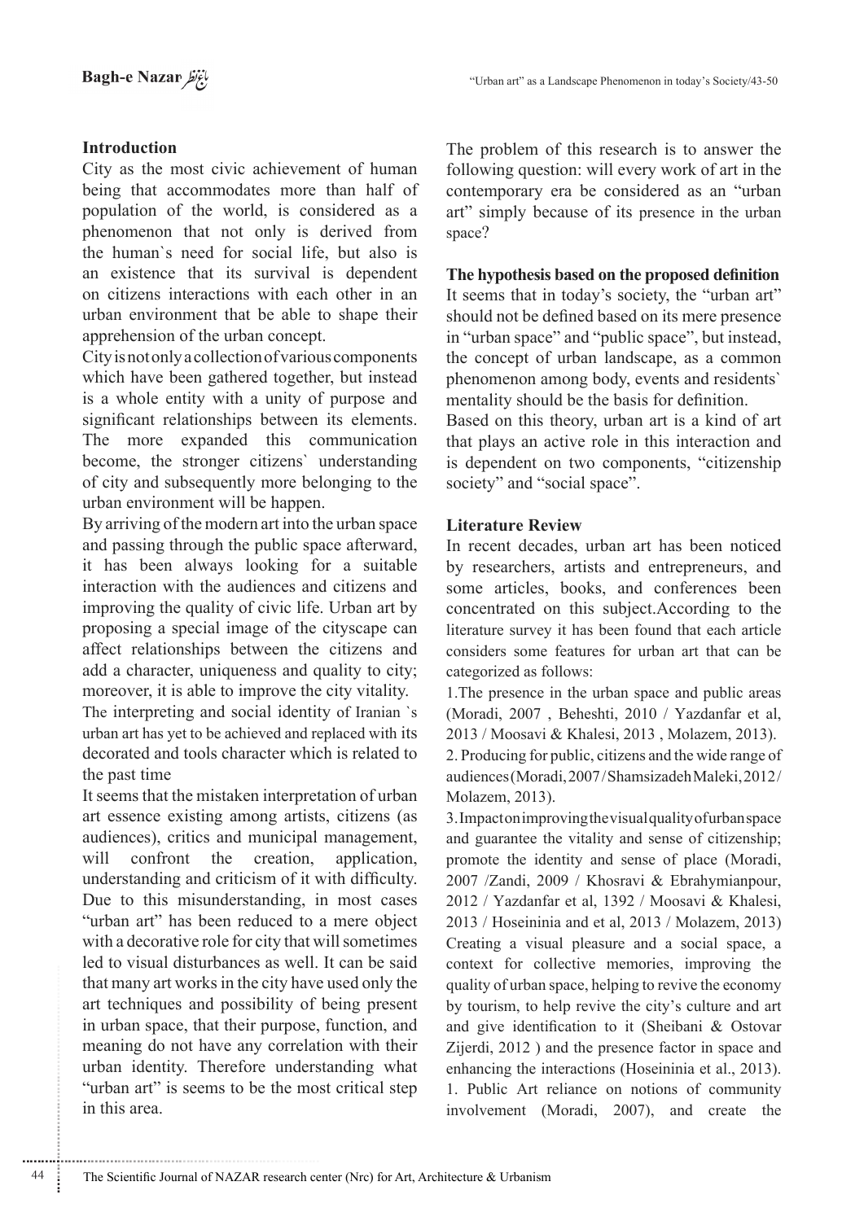## Introduction

City as the most civic achievement of human being that accommodates more than half of population of the world, is considered as a phenomenon that not only is derived from the human`s need for social life, but also is an existence that its survival is dependent on citizens interactions with each other in an urban environment that be able to shape their apprehension of the urban concept.

City is not only a collection of various components which have been gathered together, but instead is a whole entity with a unity of purpose and significant relationships between its elements. The more expanded this communication become, the stronger citizens` understanding of city and subsequently more belonging to the urban environment will be happen.

By arriving of the modern art into the urban space and passing through the public space afterward, it has been always looking for a suitable interaction with the audiences and citizens and improving the quality of civic life. Urban art by proposing a special image of the cityscape can affect relationships between the citizens and add a character, uniqueness and quality to city; moreover, it is able to improve the city vitality.

The interpreting and social identity of Iranian `s urban art has yet to be achieved and replaced with its decorated and tools character which is related to the past time

It seems that the mistaken interpretation of urban art essence existing among artists, citizens (as audiences), critics and municipal management, will confront the creation, application, understanding and criticism of it with difficulty. Due to this misunderstanding, in most cases "urban art" has been reduced to a mere object with a decorative role for city that will sometimes led to visual disturbances as well. It can be said that many art works in the city have used only the art techniques and possibility of being present in urban space, that their purpose, function, and meaning do not have any correlation with their urban identity. Therefore understanding what "urban art" is seems to be the most critical step in this area.

The problem of this research is to answer the following question: will every work of art in the contemporary era be considered as an "urban art" simply because of its presence in the urban space?

## The hypothesis based on the proposed definition

It seems that in today's society, the "urban art" should not be defined based on its mere presence in "urban space" and "public space", but instead, the concept of urban landscape, as a common phenomenon among body, events and residents` mentality should be the basis for definition.

Based on this theory, urban art is a kind of art that plays an active role in this interaction and is dependent on two components, "citizenship society" and "social space".

## Literature Review

In recent decades, urban art has been noticed by researchers, artists and entrepreneurs, and some articles, books, and conferences been concentrated on this subject.According to the literature survey it has been found that each article considers some features for urban art that can be categorized as follows:

1.The presence in the urban space and public areas (Moradi, 2007 , Beheshti, 2010 / Yazdanfar et al, 2013 / Moosavi & Khalesi, 2013 , Molazem, 2013).

2. Producing for public, citizens and the wide range of audiences (Moradi, 2007 / Shamsizadeh Maleki, 2012 / Molazem, 2013).

3. Impact on improving the visual quality of urban space and guarantee the vitality and sense of citizenship; promote the identity and sense of place (Moradi, 2007 /Zandi, 2009 / Khosravi & Ebrahymianpour, 2012 / Yazdanfar et al, 1392 / Moosavi & Khalesi, 2013 / Hoseininia and et al, 2013 / Molazem, 2013) Creating a visual pleasure and a social space, a context for collective memories, improving the quality of urban space, helping to revive the economy by tourism, to help revive the city's culture and art and give identification to it (Sheibani & Ostovar Zijerdi, 2012 ) and the presence factor in space and enhancing the interactions (Hoseininia et al., 2013).

1. Public Art reliance on notions of community involvement (Moradi, 2007), and create the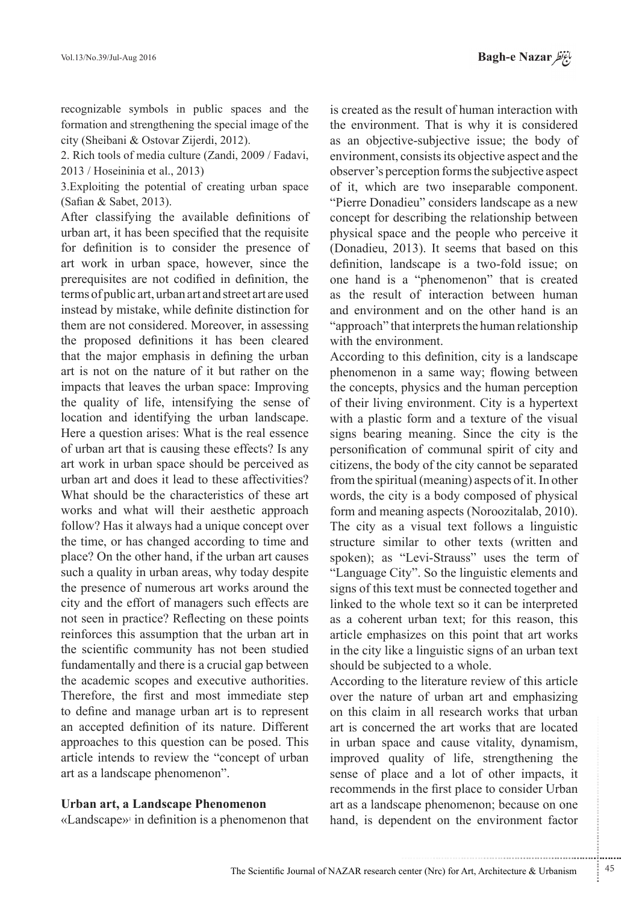recognizable symbols in public spaces and the formation and strengthening the special image of the city (Sheibani & Ostovar Zijerdi, 2012).

2. Rich tools of media culture (Zandi, 2009 / Fadavi, 2013 / Hoseininia et al., 2013)

3.Exploiting the potential of creating urban space (Safian & Sabet, 2013).

After classifying the available definitions of urban art, it has been specified that the requisite for definition is to consider the presence of art work in urban space, however, since the prerequisites are not codified in definition, the terms of public art, urban art and street art are used instead by mistake, while definite distinction for them are not considered. Moreover, in assessing the proposed definitions it has been cleared that the major emphasis in defining the urban art is not on the nature of it but rather on the impacts that leaves the urban space: Improving the quality of life, intensifying the sense of location and identifying the urban landscape. Here a question arises: What is the real essence of urban art that is causing these effects? Is any art work in urban space should be perceived as urban art and does it lead to these affectivities? What should be the characteristics of these art works and what will their aesthetic approach follow? Has it always had a unique concept over the time, or has changed according to time and place? On the other hand, if the urban art causes such a quality in urban areas, why today despite the presence of numerous art works around the city and the effort of managers such effects are not seen in practice? Reflecting on these points reinforces this assumption that the urban art in the scientific community has not been studied fundamentally and there is a crucial gap between the academic scopes and executive authorities. Therefore, the first and most immediate step to define and manage urban art is to represent an accepted definition of its nature. Different approaches to this question can be posed. This article intends to review the "concept of urban art as a landscape phenomenon".

## Urban art, a Landscape Phenomenon

«Landscape»[1] in definition is a phenomenon that is created as the result of human interaction with the environment. That is why it is considered as an objective-subjective issue; the body of environment, consists its objective aspect and the observer's perception forms the subjective aspect of it, which are two inseparable component. "Pierre Donadieu" considers landscape as a new concept for describing the relationship between physical space and the people who perceive it (Donadieu, 2013). It seems that based on this definition, landscape is a two-fold issue; on one hand is a "phenomenon" that is created as the result of interaction between human and environment and on the other hand is an "approach" that interprets the human relationship with the environment.

According to this definition, city is a landscape phenomenon in a same way; flowing between the concepts, physics and the human perception of their living environment. City is a hypertext with a plastic form and a texture of the visual signs bearing meaning. Since the city is the personification of communal spirit of city and citizens, the body of the city cannot be separated from the spiritual (meaning) aspects of it. In other words, the city is a body composed of physical form and meaning aspects (Noroozitalab, 2010). The city as a visual text follows a linguistic structure similar to other texts (written and spoken); as "Levi-Strauss" uses the term of "Language City". So the linguistic elements and signs of this text must be connected together and linked to the whole text so it can be interpreted as a coherent urban text; for this reason, this article emphasizes on this point that art works in the city like a linguistic signs of an urban text should be subjected to a whole.

According to the literature review of this article over the nature of urban art and emphasizing on this claim in all research works that urban art is concerned the art works that are located in urban space and cause vitality, dynamism, improved quality of life, strengthening the sense of place and a lot of other impacts, it recommends in the first place to consider Urban art as a landscape phenomenon; because on one hand, is dependent on the environment factor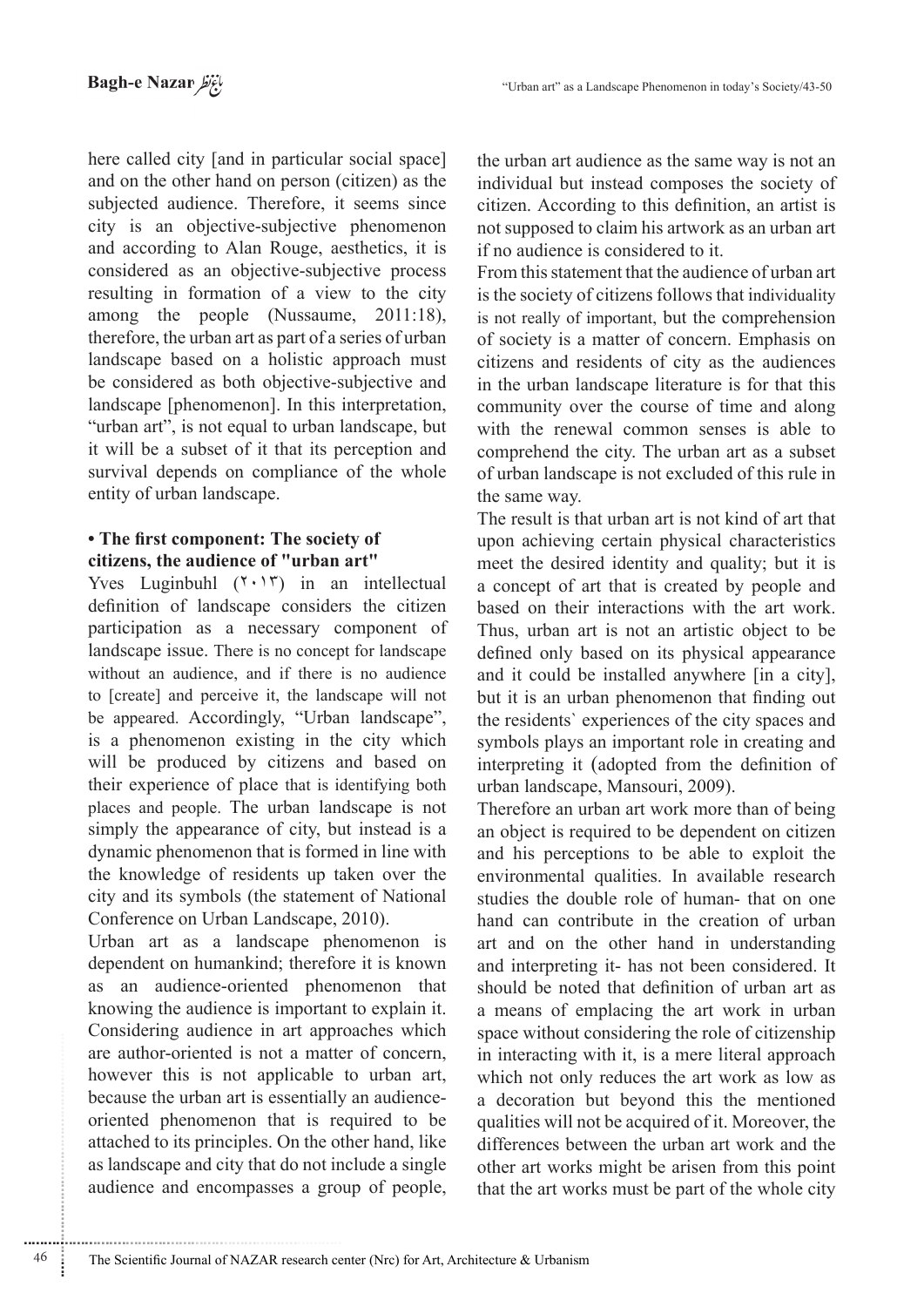here called city [and in particular social space] and on the other hand on person (citizen) as the subjected audience. Therefore, it seems since city is an objective-subjective phenomenon and according to Alan Rouge, aesthetics, it is considered as an objective-subjective process resulting in formation of a view to the city among the people (Nussaume, 2011:18), therefore, the urban art as part of a series of urban landscape based on a holistic approach must be considered as both objective-subjective and landscape [phenomenon]. In this interpretation, "urban art", is not equal to urban landscape, but it will be a subset of it that its perception and survival depends on compliance of the whole entity of urban landscape.

**• The first component: The society of citizens, the audience of "urban art"**

Yves Luginbuhl (۲۰۱۳) in an intellectual definition of landscape considers the citizen participation as a necessary component of landscape issue. There is no concept for landscape without an audience, and if there is no audience to [create] and perceive it, the landscape will not be appeared. Accordingly, "Urban landscape", is a phenomenon existing in the city which will be produced by citizens and based on their experience of place that is identifying both places and people. The urban landscape is not simply the appearance of city, but instead is a dynamic phenomenon that is formed in line with the knowledge of residents up taken over the city and its symbols (the statement of National Conference on Urban Landscape, 2010).

Urban art as a landscape phenomenon is dependent on humankind; therefore it is known as an audience-oriented phenomenon that knowing the audience is important to explain it. Considering audience in art approaches which are author-oriented is not a matter of concern, however this is not applicable to urban art, because the urban art is essentially an audience-oriented phenomenon that is required to be attached to its principles. On the other hand, like as landscape and city that do not include a single audience and encompasses a group of people, the urban art audience as the same way is not an individual but instead composes the society of citizen. According to this definition, an artist is not supposed to claim his artwork as an urban art if no audience is considered to it.

From this statement that the audience of urban art is the society of citizens follows that individuality is not really of important, but the comprehension of society is a matter of concern. Emphasis on citizens and residents of city as the audiences in the urban landscape literature is for that this community over the course of time and along with the renewal common senses is able to comprehend the city. The urban art as a subset of urban landscape is not excluded of this rule in the same way.

The result is that urban art is not kind of art that upon achieving certain physical characteristics meet the desired identity and quality; but it is a concept of art that is created by people and based on their interactions with the art work. Thus, urban art is not an artistic object to be defined only based on its physical appearance and it could be installed anywhere [in a city], but it is an urban phenomenon that finding out the residents` experiences of the city spaces and symbols plays an important role in creating and interpreting it (adopted from the definition of urban landscape, Mansouri, 2009).

Therefore an urban art work more than of being an object is required to be dependent on citizen and his perceptions to be able to exploit the environmental qualities. In available research studies the double role of human- that on one hand can contribute in the creation of urban art and on the other hand in understanding and interpreting it- has not been considered. It should be noted that definition of urban art as a means of emplacing the art work in urban space without considering the role of citizenship in interacting with it, is a mere literal approach which not only reduces the art work as low as a decoration but beyond this the mentioned qualities will not be acquired of it. Moreover, the differences between the urban art work and the other art works might be arisen from this point that the art works must be part of the whole city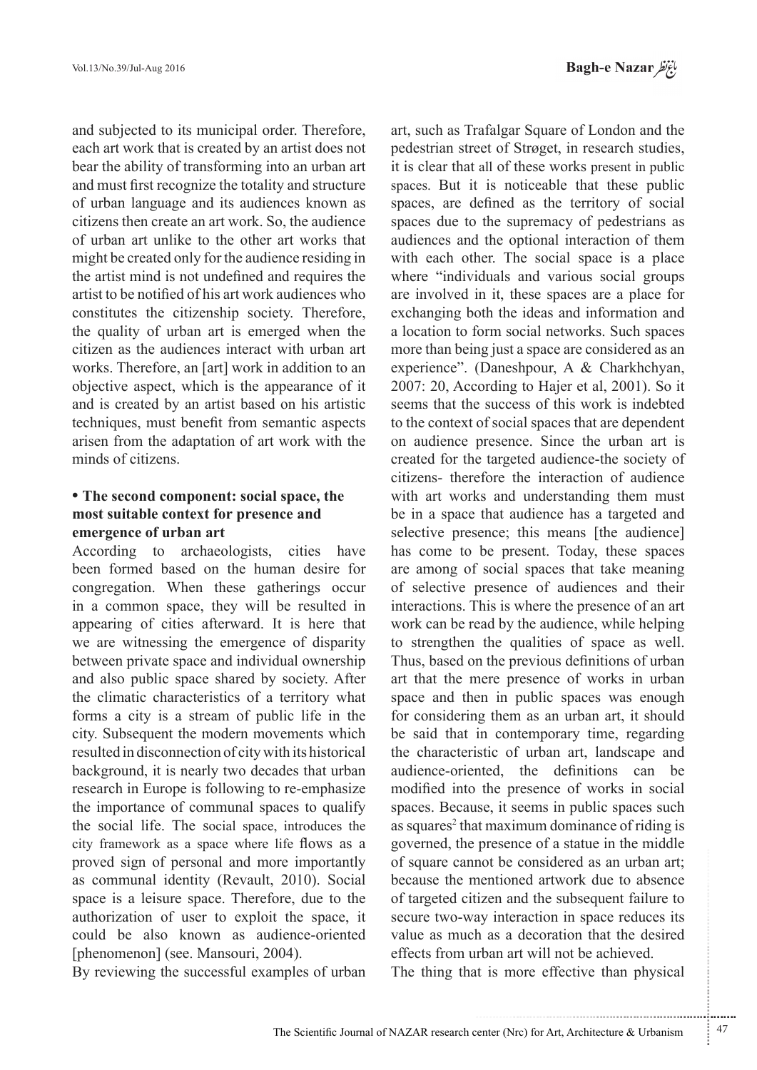and subjected to its municipal order. Therefore, each art work that is created by an artist does not bear the ability of transforming into an urban art and must first recognize the totality and structure of urban language and its audiences known as citizens then create an art work. So, the audience of urban art unlike to the other art works that might be created only for the audience residing in the artist mind is not undefined and requires the artist to be notified of his art work audiences who constitutes the citizenship society. Therefore, the quality of urban art is emerged when the citizen as the audiences interact with urban art works. Therefore, an [art] work in addition to an objective aspect, which is the appearance of it and is created by an artist based on his artistic techniques, must benefit from semantic aspects arisen from the adaptation of art work with the minds of citizens.

**• The second component: social space, the most suitable context for presence and emergence of urban art**

According to archaeologists, cities have been formed based on the human desire for congregation. When these gatherings occur in a common space, they will be resulted in appearing of cities afterward. It is here that we are witnessing the emergence of disparity between private space and individual ownership and also public space shared by society. After the climatic characteristics of a territory what forms a city is a stream of public life in the city. Subsequent the modern movements which resulted in disconnection of city with its historical background, it is nearly two decades that urban research in Europe is following to re-emphasize the importance of communal spaces to qualify the social life. The social space, introduces the city framework as a space where life flows as a proved sign of personal and more importantly as communal identity (Revault, 2010). Social space is a leisure space. Therefore, due to the authorization of user to exploit the space, it could be also known as audience-oriented [phenomenon] (see. Mansouri, 2004).

By reviewing the successful examples of urban art, such as Trafalgar Square of London and the pedestrian street of Strøget, in research studies, it is clear that all of these works present in public spaces. But it is noticeable that these public spaces, are defined as the territory of social spaces due to the supremacy of pedestrians as audiences and the optional interaction of them with each other. The social space is a place where "individuals and various social groups are involved in it, these spaces are a place for exchanging both the ideas and information and a location to form social networks. Such spaces more than being just a space are considered as an experience". (Daneshpour, A & Charkhchyan, 2007: 20, According to Hajer et al, 2001). So it seems that the success of this work is indebted to the context of social spaces that are dependent on audience presence. Since the urban art is created for the targeted audience-the society of citizens- therefore the interaction of audience with art works and understanding them must be in a space that audience has a targeted and selective presence; this means [the audience] has come to be present. Today, these spaces are among of social spaces that take meaning of selective presence of audiences and their interactions. This is where the presence of an art work can be read by the audience, while helping to strengthen the qualities of space as well. Thus, based on the previous definitions of urban art that the mere presence of works in urban space and then in public spaces was enough for considering them as an urban art, it should be said that in contemporary time, regarding the characteristic of urban art, landscape and audience-oriented, the definitions can be modified into the presence of works in social spaces. Because, it seems in public spaces such as squares[2] that maximum dominance of riding is governed, the presence of a statue in the middle of square cannot be considered as an urban art; because the mentioned artwork due to absence of targeted citizen and the subsequent failure to secure two-way interaction in space reduces its value as much as a decoration that the desired effects from urban art will not be achieved.

The thing that is more effective than physical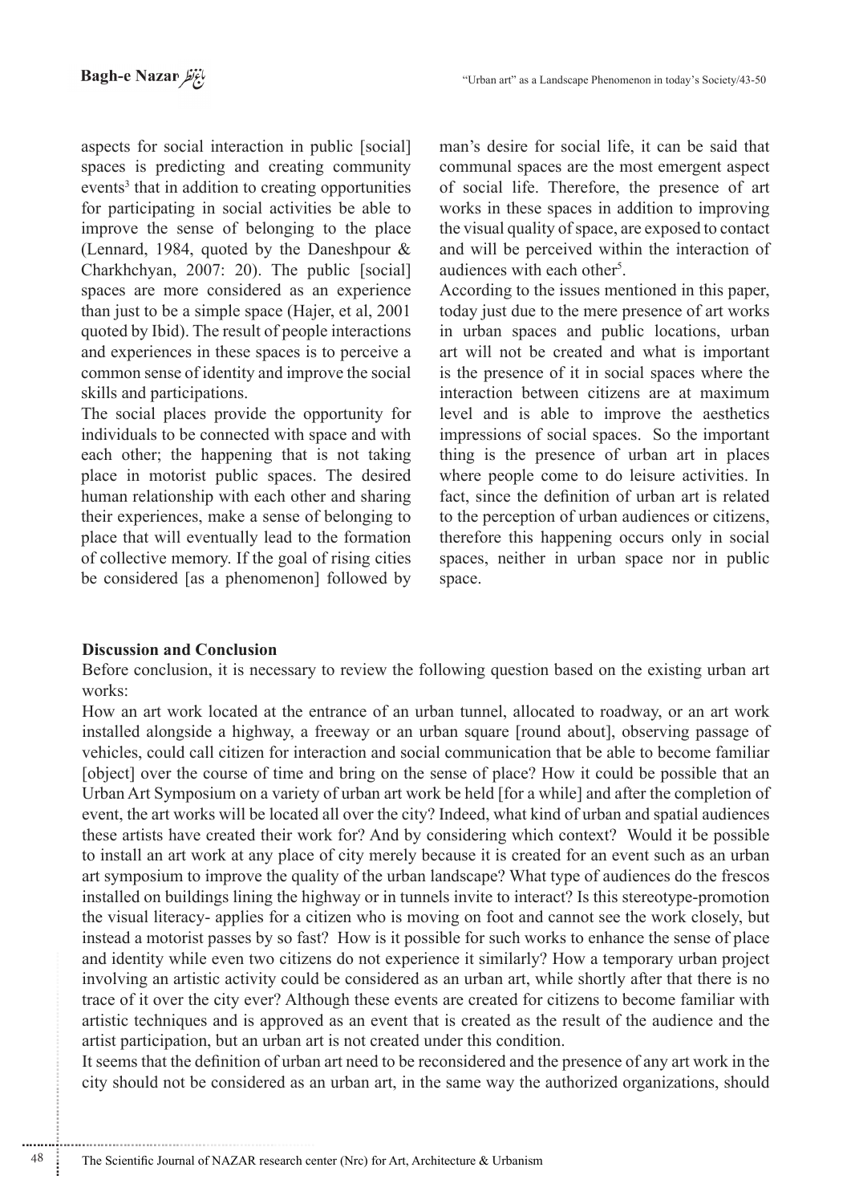aspects for social interaction in public [social] spaces is predicting and creating community events[3] that in addition to creating opportunities for participating in social activities be able to improve the sense of belonging to the place (Lennard, 1984, quoted by the Daneshpour & Charkhchyan, 2007: 20). The public [social] spaces are more considered as an experience than just to be a simple space (Hajer, et al, 2001 quoted by Ibid). The result of people interactions and experiences in these spaces is to perceive a common sense of identity and improve the social skills and participations.

The social places provide the opportunity for individuals to be connected with space and with each other; the happening that is not taking place in motorist public spaces. The desired human relationship with each other and sharing their experiences, make a sense of belonging to place that will eventually lead to the formation of collective memory. If the goal of rising cities be considered [as a phenomenon] followed by man's desire for social life, it can be said that communal spaces are the most emergent aspect of social life. Therefore, the presence of art works in these spaces in addition to improving the visual quality of space, are exposed to contact and will be perceived within the interaction of audiences with each other[5].

According to the issues mentioned in this paper, today just due to the mere presence of art works in urban spaces and public locations, urban art will not be created and what is important is the presence of it in social spaces where the interaction between citizens are at maximum level and is able to improve the aesthetics impressions of social spaces. So the important thing is the presence of urban art in places where people come to do leisure activities. In fact, since the definition of urban art is related to the perception of urban audiences or citizens, therefore this happening occurs only in social spaces, neither in urban space nor in public space.

## Discussion and Conclusion

Before conclusion, it is necessary to review the following question based on the existing urban art works:

How an art work located at the entrance of an urban tunnel, allocated to roadway, or an art work installed alongside a highway, a freeway or an urban square [round about], observing passage of vehicles, could call citizen for interaction and social communication that be able to become familiar [object] over the course of time and bring on the sense of place? How it could be possible that an Urban Art Symposium on a variety of urban art work be held [for a while] and after the completion of event, the art works will be located all over the city? Indeed, what kind of urban and spatial audiences these artists have created their work for? And by considering which context? Would it be possible to install an art work at any place of city merely because it is created for an event such as an urban art symposium to improve the quality of the urban landscape? What type of audiences do the frescos installed on buildings lining the highway or in tunnels invite to interact? Is this stereotype-promotion the visual literacy- applies for a citizen who is moving on foot and cannot see the work closely, but instead a motorist passes by so fast? How is it possible for such works to enhance the sense of place and identity while even two citizens do not experience it similarly? How a temporary urban project involving an artistic activity could be considered as an urban art, while shortly after that there is no trace of it over the city ever? Although these events are created for citizens to become familiar with artistic techniques and is approved as an event that is created as the result of the audience and the artist participation, but an urban art is not created under this condition.

It seems that the definition of urban art need to be reconsidered and the presence of any art work in the city should not be considered as an urban art, in the same way the authorized organizations, should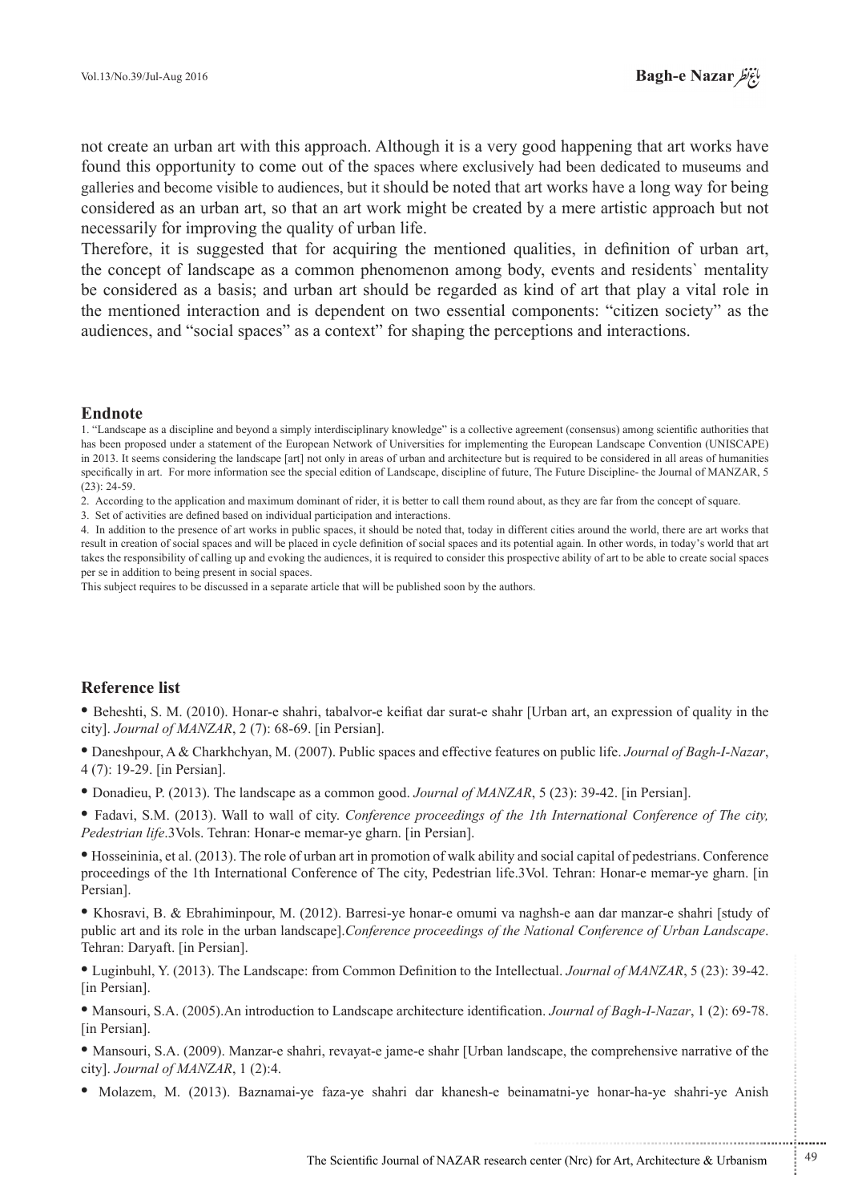not create an urban art with this approach. Although it is a very good happening that art works have found this opportunity to come out of the spaces where exclusively had been dedicated to museums and galleries and become visible to audiences, but it should be noted that art works have a long way for being considered as an urban art, so that an art work might be created by a mere artistic approach but not necessarily for improving the quality of urban life.

Therefore, it is suggested that for acquiring the mentioned qualities, in definition of urban art, the concept of landscape as a common phenomenon among body, events and residents` mentality be considered as a basis; and urban art should be regarded as kind of art that play a vital role in the mentioned interaction and is dependent on two essential components: "citizen society" as the audiences, and "social spaces" as a context" for shaping the perceptions and interactions.

### Endnote

1. "Landscape as a discipline and beyond a simply interdisciplinary knowledge" is a collective agreement (consensus) among scientific authorities that has been proposed under a statement of the European Network of Universities for implementing the European Landscape Convention (UNISCAPE) in 2013. It seems considering the landscape [art] not only in areas of urban and architecture but is required to be considered in all areas of humanities specifically in art. For more information see the special edition of Landscape, discipline of future, The Future Discipline- the Journal of MANZAR, 5 (23): 24-59.
2. According to the application and maximum dominant of rider, it is better to call them round about, as they are far from the concept of square.
3. Set of activities are defined based on individual participation and interactions.
4. In addition to the presence of art works in public spaces, it should be noted that, today in different cities around the world, there are art works that result in creation of social spaces and will be placed in cycle definition of social spaces and its potential again. In other words, in today's world that art takes the responsibility of calling up and evoking the audiences, it is required to consider this prospective ability of art to be able to create social spaces per se in addition to being present in social spaces.

This subject requires to be discussed in a separate article that will be published soon by the authors.

### Reference list

- Beheshti, S. M. (2010). Honar-e shahri, tabalvor-e keifiat dar surat-e shahr [Urban art, an expression of quality in the city]. *Journal of MANZAR*, 2 (7): 68-69. [in Persian].
- Daneshpour, A & Charkhchyan, M. (2007). Public spaces and effective features on public life. *Journal of Bagh-I-Nazar*, 4 (7): 19-29. [in Persian].
- Donadieu, P. (2013). The landscape as a common good. *Journal of MANZAR*, 5 (23): 39-42. [in Persian].
- Fadavi, S.M. (2013). Wall to wall of city. *Conference proceedings of the 1th International Conference of The city, Pedestrian life*.3Vols. Tehran: Honar-e memar-ye gharn. [in Persian].
- Hosseininia, et al. (2013). The role of urban art in promotion of walk ability and social capital of pedestrians. Conference proceedings of the 1th International Conference of The city, Pedestrian life.3Vol. Tehran: Honar-e memar-ye gharn. [in Persian].
- Khosravi, B. & Ebrahiminpour, M. (2012). Barresi-ye honar-e omumi va naghsh-e aan dar manzar-e shahri [study of public art and its role in the urban landscape].*Conference proceedings of the National Conference of Urban Landscape*. Tehran: Daryaft. [in Persian].
- Luginbuhl, Y. (2013). The Landscape: from Common Definition to the Intellectual. *Journal of MANZAR*, 5 (23): 39-42. [in Persian].
- Mansouri, S.A. (2005).An introduction to Landscape architecture identification. *Journal of Bagh-I-Nazar*, 1 (2): 69-78. [in Persian].
- Mansouri, S.A. (2009). Manzar-e shahri, revayat-e jame-e shahr [Urban landscape, the comprehensive narrative of the city]. *Journal of MANZAR*, 1 (2):4.
- Molazem, M. (2013). Baznamai-ye faza-ye shahri dar khanesh-e beinamatni-ye honar-ha-ye shahri-ye Anish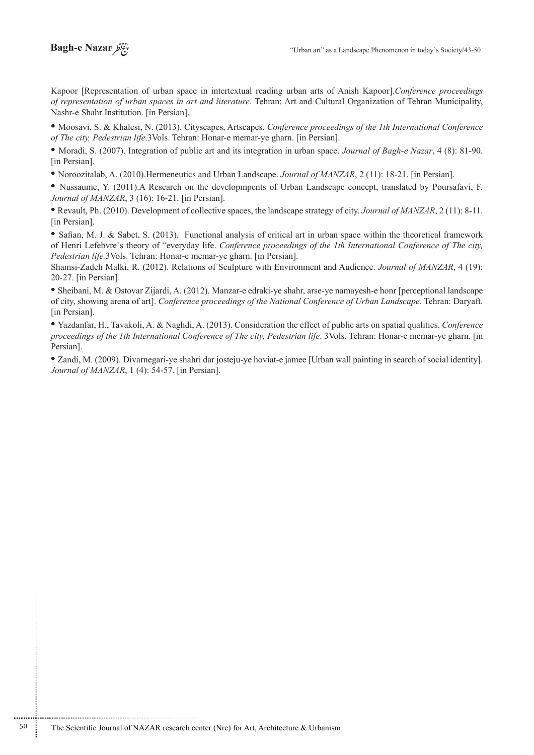Kapoor [Representation of urban space in intertextual reading urban arts of Anish Kapoor].*Conference proceedings of representation of urban spaces in art and literature*. Tehran: Art and Cultural Organization of Tehran Municipality, Nashr-e Shahr Institution. [in Persian].

- Moosavi, S. & Khalesi, N. (2013). Cityscapes, Artscapes. *Conference proceedings of the 1th International Conference of The city, Pedestrian life*.3Vols. Tehran: Honar-e memar-ye gharn. [in Persian].
- Moradi, S. (2007). Integration of public art and its integration in urban space. *Journal of Bagh-e Nazar*, 4 (8): 81-90. [in Persian].
- Noroozitalab, A. (2010).Hermeneutics and Urban Landscape. *Journal of MANZAR*, 2 (11): 18-21. [in Persian].
- Nussaume, Y. (2011).A Research on the developmpents of Urban Landscape concept, translated by Poursafavi, F. *Journal of MANZAR*, 3 (16): 16-21. [in Persian].
- Revault, Ph. (2010). Development of collective spaces, the landscape strategy of city. *Journal of MANZAR*, 2 (11): 8-11. [in Persian].
- Safian, M. J. & Sabet, S. (2013). Functional analysis of critical art in urban space within the theoretical framework of Henri Lefebvre`s theory of "everyday life. *Conference proceedings of the 1th International Conference of The city, Pedestrian life.*3Vols. Tehran: Honar-e memar-ye gharn. [in Persian].

Shamsi-Zadeh Malki, R. (2012). Relations of Sculpture with Environment and Audience. *Journal of MANZAR*, 4 (19): 20-27. [in Persian].

- Sheibani, M. & Ostovar Zijardi, A. (2012). Manzar-e edraki-ye shahr, arse-ye namayesh-e honr [perceptional landscape of city, showing arena of art]. *Conference proceedings of the National Conference of Urban Landscape*. Tehran: Daryaft. [in Persian].
- Yazdanfar, H., Tavakoli, A. & Naghdi, A. (2013). Consideration the effect of public arts on spatial qualities. *Conference proceedings of the 1th International Conference of The city, Pedestrian life*. 3Vols. Tehran: Honar-e memar-ye gharn. [in Persian].
- Zandi, M. (2009). Divarnegari-ye shahri dar josteju-ye hoviat-e jamee [Urban wall painting in search of social identity]. *Journal of MANZAR*, 1 (4): 54-57. [in Persian].